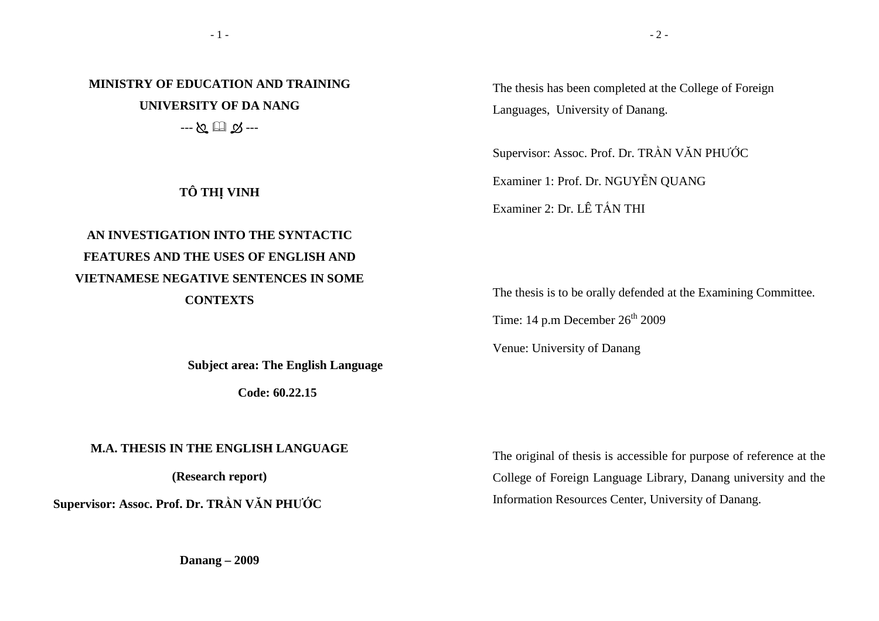**MINISTRY OF EDUCATION AND TRAINING**

**UNIVERSITY OF DA NANG**

--- ✎ 🕮 ✎ ---

**TÔ THỊ VINH**

# AN INVESTIGATION INTO THE SYNTACTIC FEATURES AND THE USES OF ENGLISH AND VIETNAMESE NEGATIVE SENTENCES IN SOME CONTEXTS

**Subject area: The English Language**

**Code: 60.22.15**

**M.A. THESIS IN THE ENGLISH LANGUAGE**

**(Research report)**

**Supervisor: Assoc. Prof. Dr. TRẦN VĂN PHƯỚC**

**Danang – 2009**

The thesis has been completed at the College of Foreign Languages, University of Danang.

Supervisor: Assoc. Prof. Dr. TRẦN VĂN PHƯỚC

Examiner 1: Prof. Dr. NGUYỄN QUANG

Examiner 2: Dr. LÊ TẤN THI

The thesis is to be orally defended at the Examining Committee.

Time: 14 p.m December 26th 2009

Venue: University of Danang

The original of thesis is accessible for purpose of reference at the College of Foreign Language Library, Danang university and the Information Resources Center, University of Danang.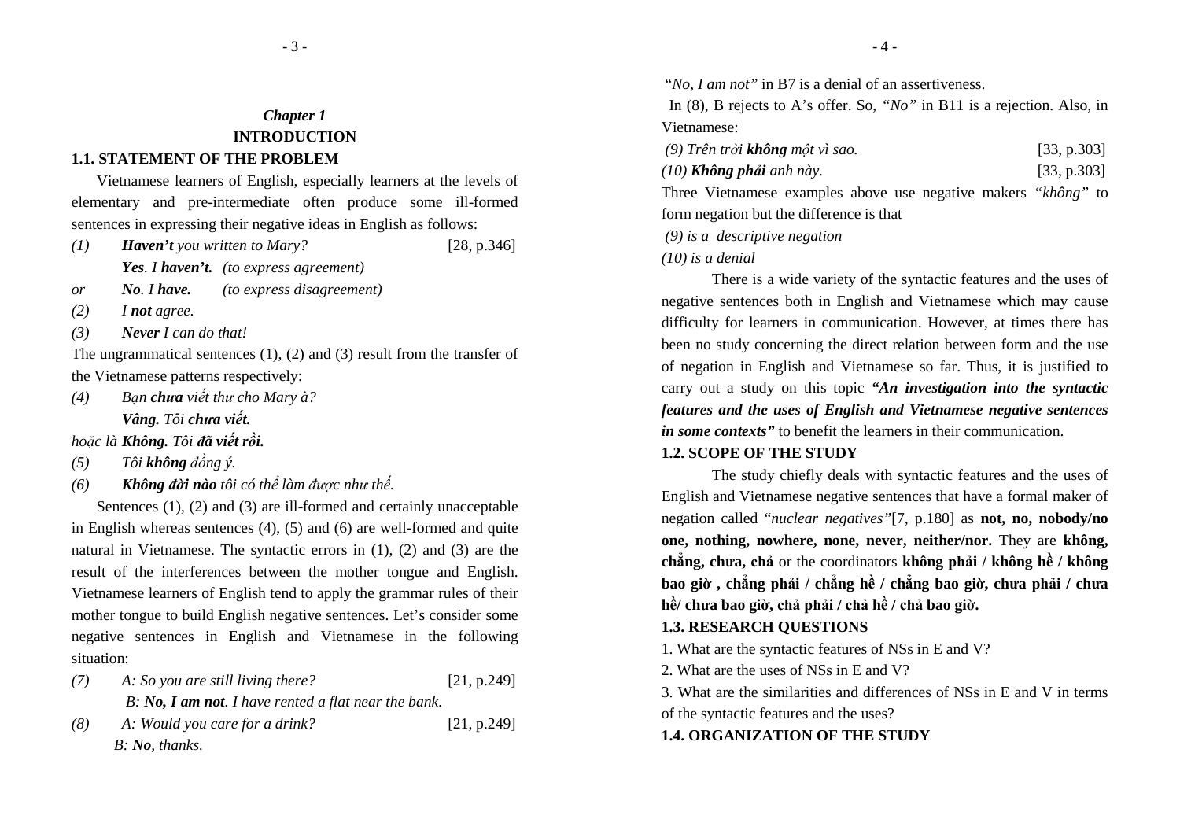## *Chapter 1*
## INTRODUCTION

### 1.1. STATEMENT OF THE PROBLEM

Vietnamese learners of English, especially learners at the levels of elementary and pre-intermediate often produce some ill-formed sentences in expressing their negative ideas in English as follows:

(1) ***Haven't*** *you written to Mary?* [28, p.346]
***Yes***. *I* ***haven't.*** *(to express agreement)*
*or* ***No***. *I* ***have.*** *(to express disagreement)*

(2) *I* ***not*** *agree.*

(3) ***Never*** *I can do that!*

The ungrammatical sentences (1), (2) and (3) result from the transfer of the Vietnamese patterns respectively:

(4) *Bạn* ***chưa*** *viết thư cho Mary à?*
***Vâng.*** *Tôi* ***chưa viết.***
*hoặc là* ***Không.*** *Tôi* ***đã viết rồi.***

(5) *Tôi* ***không*** *đồng ý.*

(6) ***Không đời nào*** *tôi có thể làm được như thế.*

Sentences (1), (2) and (3) are ill-formed and certainly unacceptable in English whereas sentences (4), (5) and (6) are well-formed and quite natural in Vietnamese. The syntactic errors in (1), (2) and (3) are the result of the interferences between the mother tongue and English. Vietnamese learners of English tend to apply the grammar rules of their mother tongue to build English negative sentences. Let's consider some negative sentences in English and Vietnamese in the following situation:

(7) *A: So you are still living there?* [21, p.249]
*B:* ***No, I am not***. *I have rented a flat near the bank.*

(8) *A: Would you care for a drink?* [21, p.249]
*B:* ***No***, *thanks.*

*"No, I am not"* in B7 is a denial of an assertiveness.

In (8), B rejects to A's offer. So, *"No"* in B11 is a rejection. Also, in Vietnamese:

*(9) Trên trời* ***không*** *một vì sao.* [33, p.303]

*(10)* ***Không phải*** *anh này.* [33, p.303]

Three Vietnamese examples above use negative makers *"không"* to form negation but the difference is that

*(9) is a descriptive negation*

*(10) is a denial*

There is a wide variety of the syntactic features and the uses of negative sentences both in English and Vietnamese which may cause difficulty for learners in communication. However, at times there has been no study concerning the direct relation between form and the use of negation in English and Vietnamese so far. Thus, it is justified to carry out a study on this topic ***"An investigation into the syntactic features and the uses of English and Vietnamese negative sentences in some contexts"*** to benefit the learners in their communication.

### 1.2. SCOPE OF THE STUDY

The study chiefly deals with syntactic features and the uses of English and Vietnamese negative sentences that have a formal maker of negation called *"nuclear negatives"*[7, p.180] as **not, no, nobody/no one, nothing, nowhere, none, never, neither/nor.** They are **không, chẳng, chưa, chả** or the coordinators **không phải / không hề / không bao giờ , chẳng phải / chẳng hề / chẳng bao giờ, chưa phải / chưa hề/ chưa bao giờ, chả phải / chả hề / chả bao giờ.**

### 1.3. RESEARCH QUESTIONS

1. What are the syntactic features of NSs in E and V?
2. What are the uses of NSs in E and V?
3. What are the similarities and differences of NSs in E and V in terms of the syntactic features and the uses?

### 1.4. ORGANIZATION OF THE STUDY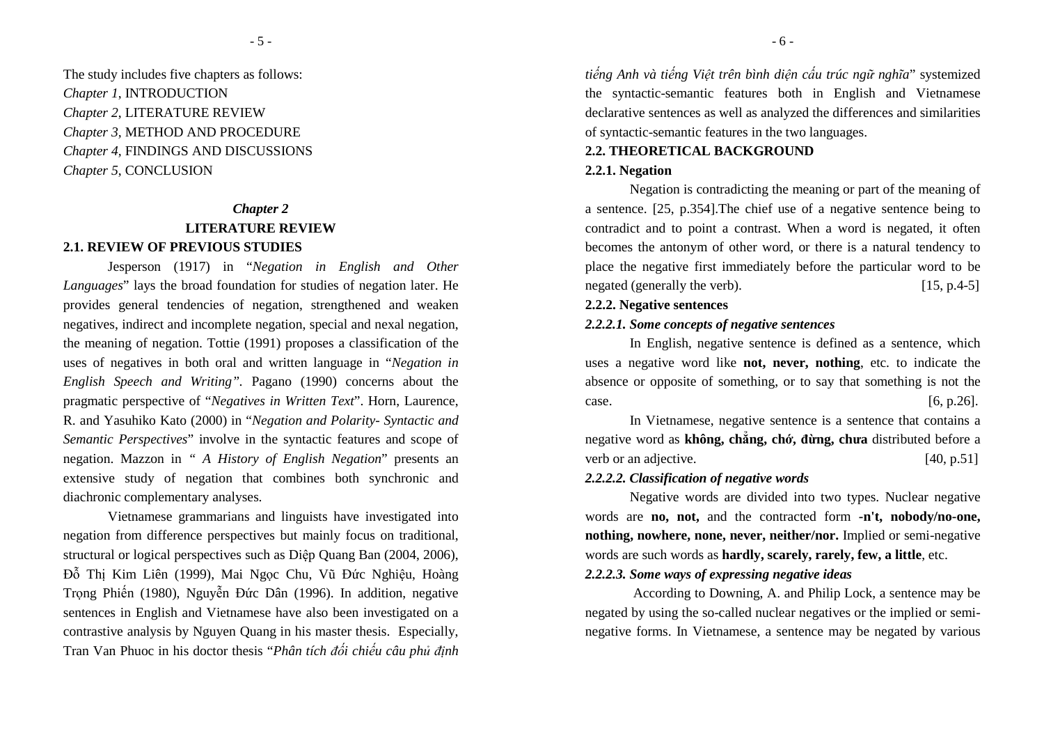The study includes five chapters as follows:

*Chapter 1*, INTRODUCTION

*Chapter 2*, LITERATURE REVIEW

*Chapter 3*, METHOD AND PROCEDURE

*Chapter 4*, FINDINGS AND DISCUSSIONS

*Chapter 5*, CONCLUSION

## *Chapter 2*
## LITERATURE REVIEW

### 2.1. REVIEW OF PREVIOUS STUDIES

Jesperson (1917) in "*Negation in English and Other Languages*" lays the broad foundation for studies of negation later. He provides general tendencies of negation, strengthened and weaken negatives, indirect and incomplete negation, special and nexal negation, the meaning of negation. Tottie (1991) proposes a classification of the uses of negatives in both oral and written language in "*Negation in English Speech and Writing"*. Pagano (1990) concerns about the pragmatic perspective of "*Negatives in Written Text*". Horn, Laurence, R. and Yasuhiko Kato (2000) in "*Negation and Polarity- Syntactic and Semantic Perspectives*" involve in the syntactic features and scope of negation. Mazzon in " *A History of English Negation*" presents an extensive study of negation that combines both synchronic and diachronic complementary analyses.

Vietnamese grammarians and linguists have investigated into negation from difference perspectives but mainly focus on traditional, structural or logical perspectives such as Diệp Quang Ban (2004, 2006), Đỗ Thị Kim Liên (1999), Mai Ngọc Chu, Vũ Đức Nghiệu, Hoàng Trọng Phiến (1980), Nguyễn Đức Dân (1996). In addition, negative sentences in English and Vietnamese have also been investigated on a contrastive analysis by Nguyen Quang in his master thesis. Especially, Tran Van Phuoc in his doctor thesis "*Phân tích đối chiếu câu phủ định tiếng Anh và tiếng Việt trên bình diện cấu trúc ngữ nghĩa*" systemized the syntactic-semantic features both in English and Vietnamese declarative sentences as well as analyzed the differences and similarities of syntactic-semantic features in the two languages.

### 2.2. THEORETICAL BACKGROUND

#### 2.2.1. Negation

Negation is contradicting the meaning or part of the meaning of a sentence. [25, p.354].The chief use of a negative sentence being to contradict and to point a contrast. When a word is negated, it often becomes the antonym of other word, or there is a natural tendency to place the negative first immediately before the particular word to be negated (generally the verb). [15, p.4-5]

#### 2.2.2. Negative sentences

##### *2.2.2.1. Some concepts of negative sentences*

In English, negative sentence is defined as a sentence, which uses a negative word like **not, never, nothing**, etc. to indicate the absence or opposite of something, or to say that something is not the case. [6, p.26].

In Vietnamese, negative sentence is a sentence that contains a negative word as **không, chẳng, chớ, đừng, chưa** distributed before a verb or an adjective. [40, p.51]

##### *2.2.2.2. Classification of negative words*

Negative words are divided into two types. Nuclear negative words are **no, not,** and the contracted form **-n't, nobody/no-one, nothing, nowhere, none, never, neither/nor.** Implied or semi-negative words are such words as **hardly, scarely, rarely, few, a little**, etc.

##### *2.2.2.3. Some ways of expressing negative ideas*

According to Downing, A. and Philip Lock, a sentence may be negated by using the so-called nuclear negatives or the implied or semi-negative forms. In Vietnamese, a sentence may be negated by various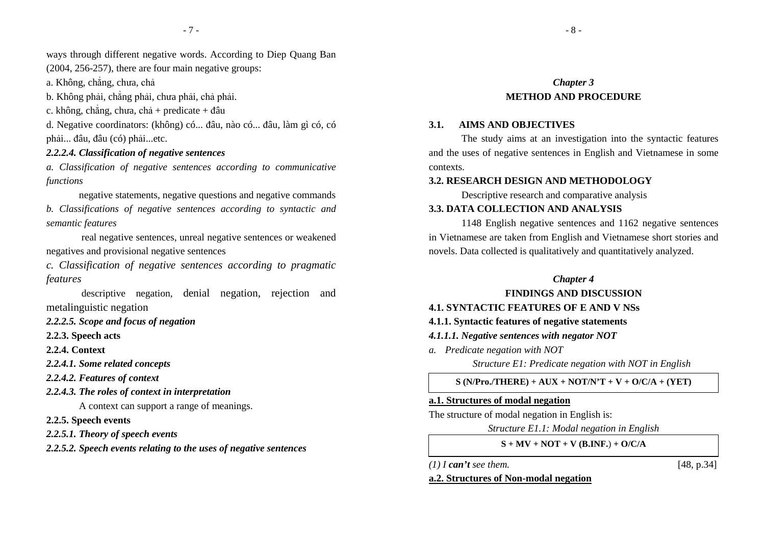ways through different negative words. According to Diep Quang Ban (2004, 256-257), there are four main negative groups:

a. Không, chẳng, chưa, chả

b. Không phải, chẳng phải, chưa phải, chả phải.

c. không, chẳng, chưa, chả + predicate + đâu

d. Negative coordinators: (không) có... đâu, nào có... đâu, làm gì có, có phải... đâu, đâu (có) phải...etc.

#### *2.2.2.4. Classification of negative sentences*

*a. Classification of negative sentences according to communicative functions*

negative statements, negative questions and negative commands

*b. Classifications of negative sentences according to syntactic and semantic features*

real negative sentences, unreal negative sentences or weakened negatives and provisional negative sentences

*c. Classification of negative sentences according to pragmatic features*

descriptive negation, denial negation, rejection and metalinguistic negation

#### *2.2.2.5. Scope and focus of negation*

### 2.2.3. Speech acts

### 2.2.4. Context

#### *2.2.4.1. Some related concepts*

#### *2.2.4.2. Features of context*

#### *2.2.4.3. The roles of context in interpretation*

A context can support a range of meanings.

### 2.2.5. Speech events

#### *2.2.5.1. Theory of speech events*

#### *2.2.5.2. Speech events relating to the uses of negative sentences*

# *Chapter 3*
# METHOD AND PROCEDURE

## 3.1. AIMS AND OBJECTIVES

The study aims at an investigation into the syntactic features and the uses of negative sentences in English and Vietnamese in some contexts.

## 3.2. RESEARCH DESIGN AND METHODOLOGY

Descriptive research and comparative analysis

## 3.3. DATA COLLECTION AND ANALYSIS

1148 English negative sentences and 1162 negative sentences in Vietnamese are taken from English and Vietnamese short stories and novels. Data collected is qualitatively and quantitatively analyzed.

# *Chapter 4*
# FINDINGS AND DISCUSSION

## 4.1. SYNTACTIC FEATURES OF E AND V NSs

### 4.1.1. Syntactic features of negative statements

#### *4.1.1.1. Negative sentences with negator NOT*

*a. Predicate negation with NOT*

*Structure E1: Predicate negation with NOT in English*

**S (N/Pro./THERE) + AUX + NOT/N'T + V + O/C/A + (YET)**

**a.1. Structures of modal negation**

The structure of modal negation in English is:

*Structure E1.1: Modal negation in English*

**S + MV + NOT + V (B.INF.) + O/C/A**

*(1) I **can't** see them.* [48, p.34]

**a.2. Structures of Non-modal negation**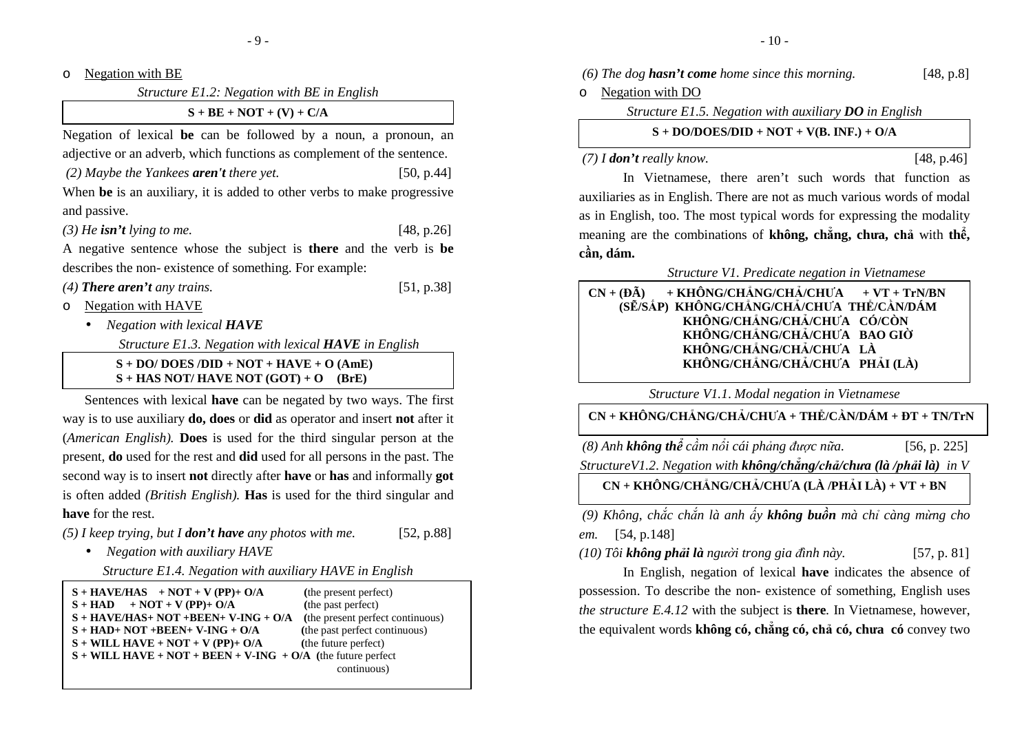- Negation with BE

*Structure E1.2: Negation with BE in English*

| S + BE + NOT + (V) + C/A |
|---|

Negation of lexical **be** can be followed by a noun, a pronoun, an adjective or an adverb, which functions as complement of the sentence.

*(2) Maybe the Yankees **aren't** there yet.* [50, p.44]

When **be** is an auxiliary, it is added to other verbs to make progressive and passive.

*(3) He **isn't** lying to me.* [48, p.26]

A negative sentence whose the subject is **there** and the verb is **be** describes the non- existence of something. For example:

*(4) **There aren't** any trains.* [51, p.38]

- Negation with HAVE
  - *Negation with lexical **HAVE***

*Structure E1.3. Negation with lexical **HAVE** in English*

| S + DO/ DOES /DID + NOT + HAVE + O (AmE)<br>S + HAS NOT/ HAVE NOT (GOT) + O (BrE) |
|---|

Sentences with lexical **have** can be negated by two ways. The first way is to use auxiliary **do, does** or **did** as operator and insert **not** after it (*American English).* **Does** is used for the third singular person at the present, **do** used for the rest and **did** used for all persons in the past. The second way is to insert **not** directly after **have** or **has** and informally **got** is often added *(British English).* **Has** is used for the third singular and **have** for the rest.

*(5) I keep trying, but I **don't have** any photos with me.* [52, p.88]

  - *Negation with auxiliary HAVE*

*Structure E1.4. Negation with auxiliary HAVE in English*

| Structure | Tense |
|---|---|
| S + HAVE/HAS + NOT + V (PP)+ O/A | (the present perfect) |
| S + HAD + NOT + V (PP)+ O/A | (the past perfect) |
| S + HAVE/HAS+ NOT +BEEN+ V-ING + O/A | (the present perfect continuous) |
| S + HAD+ NOT +BEEN+ V-ING + O/A | (the past perfect continuous) |
| S + WILL HAVE + NOT + V (PP)+ O/A | (the future perfect) |
| S + WILL HAVE + NOT + BEEN + V-ING + O/A | (the future perfect continuous) |

*(6) The dog **hasn't come** home since this morning.* [48, p.8]

- Negation with DO

*Structure E1.5. Negation with auxiliary **DO** in English*

| S + DO/DOES/DID + NOT + V(B. INF.) + O/A |
|---|

*(7) I **don't** really know.* [48, p.46]

In Vietnamese, there aren't such words that function as auxiliaries as in English. There are not as much various words of modal as in English, too. The most typical words for expressing the modality meaning are the combinations of **không, chẳng, chưa, chả** with **thể, cần, dám.**

*Structure V1. Predicate negation in Vietnamese*

| CN + (ĐÃ) (SẼ/SẮP) | + KHÔNG/CHẲNG/CHẢ/CHƯA | + VT + TrN/BN |
|---|---|---|
| | KHÔNG/CHẲNG/CHẢ/CHƯA | THỂ/CẦN/DÁM |
| | KHÔNG/CHẲNG/CHẢ/CHƯA | CÓ/CÒN |
| | KHÔNG/CHẲNG/CHẢ/CHƯA | BAO GIỜ |
| | KHÔNG/CHẲNG/CHẢ/CHƯA | LÀ |
| | KHÔNG/CHẲNG/CHẢ/CHƯA | PHẢI (LÀ) |

*Structure V1.1. Modal negation in Vietnamese*

| CN + KHÔNG/CHẲNG/CHẢ/CHƯA + THỂ/CẦN/DÁM + ĐT + TN/TrN |
|---|

*(8) Anh **không thể** cầm nổi cái phảng được nữa.* [56, p. 225]

*StructureV1.2. Negation with **không/chẳng/chả/chưa (là /phải là)** in V*

| CN + KHÔNG/CHẲNG/CHẢ/CHƯA (LÀ /PHẢI LÀ) + VT + BN |
|---|

*(9) Không, chắc chắn là anh ấy **không buồn** mà chỉ càng mừng cho em.* [54, p.148]

*(10) Tôi **không phải là** người trong gia đình này.* [57, p. 81]

In English, negation of lexical **have** indicates the absence of possession. To describe the non- existence of something, English uses *the structure E.4.12* with the subject is **there***.* In Vietnamese, however, the equivalent words **không có, chẳng có, chả có, chưa có** convey two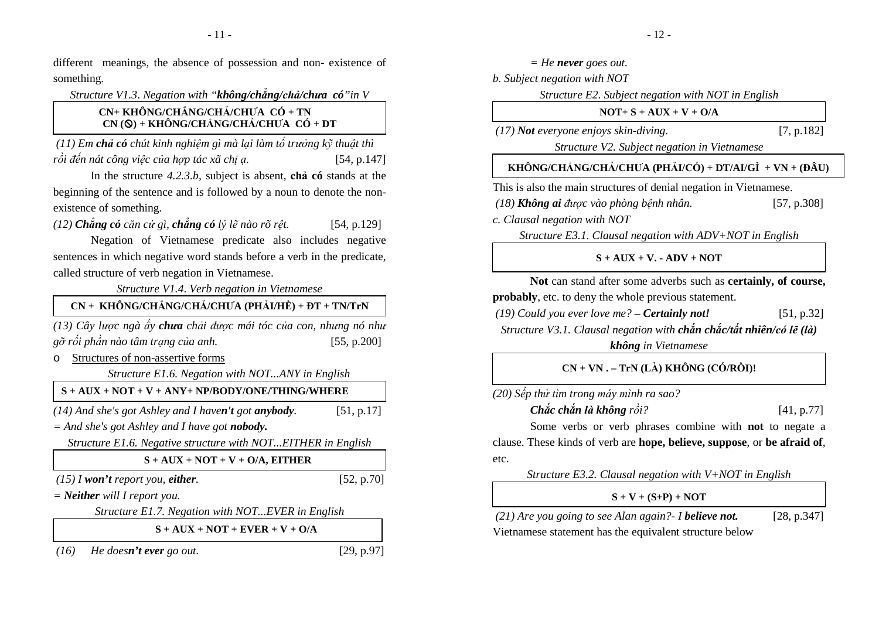different meanings, the absence of possession and non- existence of something.

*Structure V1.3. Negation with "**không/chẳng/chả/chưa có**" in V*

| CN+ KHÔNG/CHẲNG/CHẢ/CHƯA CÓ + TN<br>CN (⃠) + KHÔNG/CHẲNG/CHẢ/CHƯA CÓ + DT |
|---|

*(11) Em **chả có** chút kinh nghiệm gì mà lại làm tổ trưởng kỹ thuật thì rồi đến nát công việc của hợp tác xã chị ạ.* [54, p.147]

In the structure *4.2.3.b*, subject is absent, **chả có** stands at the beginning of the sentence and is followed by a noun to denote the non-existence of something.

*(12) **Chẳng có** căn cứ gì, **chẳng có** lý lẽ nào rõ rệt.* [54, p.129]

Negation of Vietnamese predicate also includes negative sentences in which negative word stands before a verb in the predicate, called structure of verb negation in Vietnamese.

*Structure V1.4. Verb negation in Vietnamese*

| CN + KHÔNG/CHẲNG/CHẢ/CHƯA (PHẢI/HỀ) + ĐT + TN/TrN |
|---|

*(13) Cây lược ngà ấy **chưa** chải được mái tóc của con, nhưng nó như gỡ rối phần nào tâm trạng của anh.* [55, p.200]

- Structures of non-assertive forms

*Structure E1.6. Negation with NOT...ANY in English*

| S + AUX + NOT + V + ANY+ NP/BODY/ONE/THING/WHERE |
|---|

*(14) And she's got Ashley and I have**n't** got **anybody**.* [51, p.17]

*= And she's got Ashley and I have got **nobody.***

*Structure E1.6. Negative structure with NOT...EITHER in English*

| S + AUX + NOT + V + O/A, EITHER |
|---|

*(15) I **won't** report you, **either**.* [52, p.70]

*= **Neither** will I report you.*

*Structure E1.7. Negation with NOT...EVER in English*

| S + AUX + NOT + EVER + V + O/A |
|---|

*(16) He does**n't ever** go out.* [29, p.97]

*= He **never** goes out.*

*b. Subject negation with NOT*

*Structure E2. Subject negation with NOT in English*

| NOT+ S + AUX + V + O/A |
|---|

*(17) **Not** everyone enjoys skin-diving.* [7, p.182]

*Structure V2. Subject negation in Vietnamese*

| KHÔNG/CHẲNG/CHẢ/CHƯA (PHẢI/CÓ) + DT/AI/GÌ + VN + (ĐÂU) |
|---|

This is also the main structures of denial negation in Vietnamese.

*(18) **Không ai** được vào phòng bệnh nhân.* [57, p.308]

*c. Clausal negation with NOT*

*Structure E3.1. Clausal negation with ADV+NOT in English*

| S + AUX + V. - ADV + NOT |
|---|

**Not** can stand after some adverbs such as **certainly, of course, probably**, etc. to deny the whole previous statement.

*(19) Could you ever love me? – **Certainly not!*** [51, p.32]

*Structure V3.1. Clausal negation with **chắc chắc/tất nhiên/có lẽ (là) không** in Vietnamese*

| CN + VN . – TrN (LÀ) KHÔNG (CÓ/RỒI)! |
|---|

*(20) Sếp thử tìm trong máy mình ra sao?*

***Chắc chắn là không** rồi?* [41, p.77]

Some verbs or verb phrases combine with **not** to negate a clause. These kinds of verb are **hope, believe, suppose**, or **be afraid of**, etc.

*Structure E3.2. Clausal negation with V+NOT in English*

| S + V + (S+P) + NOT |
|---|

*(21) Are you going to see Alan again?- I **believe not.*** [28, p.347]

Vietnamese statement has the equivalent structure below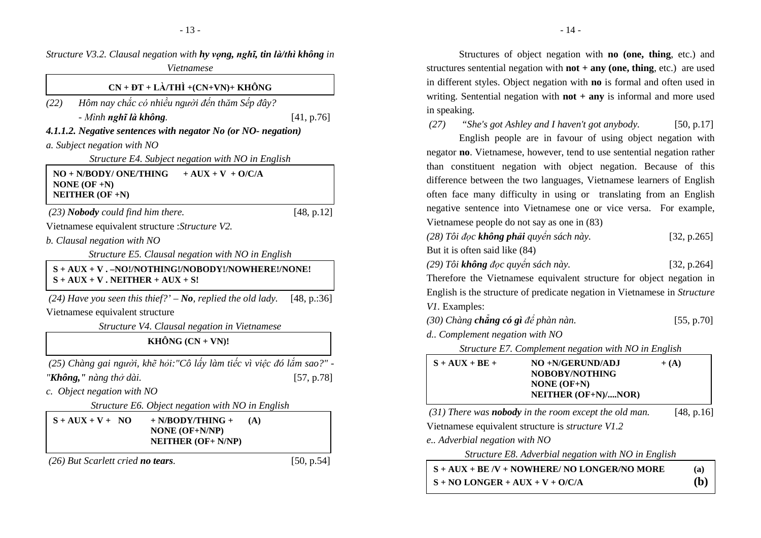*Structure V3.2. Clausal negation with **hy vọng, nghĩ, tin là/thì không** in Vietnamese*

| CN + ĐT + LÀ/THÌ +(CN+VN)+ KHÔNG |
|---|

*(22) Hôm nay chắc có nhiều người đến thăm Sếp đây?*
*- Mình **nghĩ là không**.* [41, p.76]

***4.1.1.2. Negative sentences with negator No (or NO- negation)***

*a. Subject negation with NO*

*Structure E4. Subject negation with NO in English*

| NO + N/BODY/ ONE/THING<br>NONE (OF +N)<br>NEITHER (OF +N) | + AUX + V + O/C/A |
|---|---|

*(23) **Nobody** could find him there.* [48, p.12]

Vietnamese equivalent structure :*Structure V2.*

*b. Clausal negation with NO*

*Structure E5. Clausal negation with NO in English*

| S + AUX + V . –NO!/NOTHING!/NOBODY!/NOWHERE!/NONE!<br>S + AUX + V . NEITHER + AUX + S! |
|---|

*(24) Have you seen this thief?' – **No**, replied the old lady.* [48, p.:36]

Vietnamese equivalent structure

*Structure V4. Clausal negation in Vietnamese*

| KHÔNG (CN + VN)! |
|---|

*(25) Chàng gai người, khẽ hỏi:"Cô lấy làm tiếc vì việc đó lắm sao?" - "**Không,**" nàng thở dài.* [57, p.78]

*c. Object negation with NO*

*Structure E6. Object negation with NO in English*

| S + AUX + V + NO | + N/BODY/THING +<br>NONE (OF+N/NP)<br>NEITHER (OF+ N/NP) | (A) |
|---|---|---|

*(26) But Scarlett cried **no tears**.* [50, p.54]

Structures of object negation with **no (one, thing**, etc.) and structures sentential negation with **not + any (one, thing**, etc.) are used in different styles. Object negation with **no** is formal and often used in writing. Sentential negation with **not + any** is informal and more used in speaking.

*(27) "She's got Ashley and I haven't got anybody.* [50, p.17]

English people are in favour of using object negation with negator **no**. Vietnamese, however, tend to use sentential negation rather than constituent negation with object negation. Because of this difference between the two languages, Vietnamese learners of English often face many difficulty in using or translating from an English negative sentence into Vietnamese one or vice versa. For example, Vietnamese people do not say as one in (83)

*(28) Tôi đọc **không phải** quyển sách này.* [32, p.265]

But it is often said like (84)

*(29) Tôi **không** đọc quyển sách này.* [32, p.264]

Therefore the Vietnamese equivalent structure for object negation in English is the structure of predicate negation in Vietnamese in *Structure V1*. Examples:

*(30) Chàng **chẳng có gì** để phàn nàn.* [55, p.70]

*d.. Complement negation with NO*

*Structure E7. Complement negation with NO in English*

| S + AUX + BE + | NO +N/GERUND/ADJ<br>NOBOBY/NOTHING<br>NONE (OF+N)<br>NEITHER (OF+N)/....NOR) | + (A) |
|---|---|---|

*(31) There was **nobody** in the room except the old man.* [48, p.16]

Vietnamese equivalent structure is *structure V1.2*

*e.. Adverbial negation with NO*

*Structure E8. Adverbial negation with NO in English*

| S + AUX + BE /V + NOWHERE/ NO LONGER/NO MORE | (a) |
|---|---|
| S + NO LONGER + AUX + V + O/C/A | **(b)** |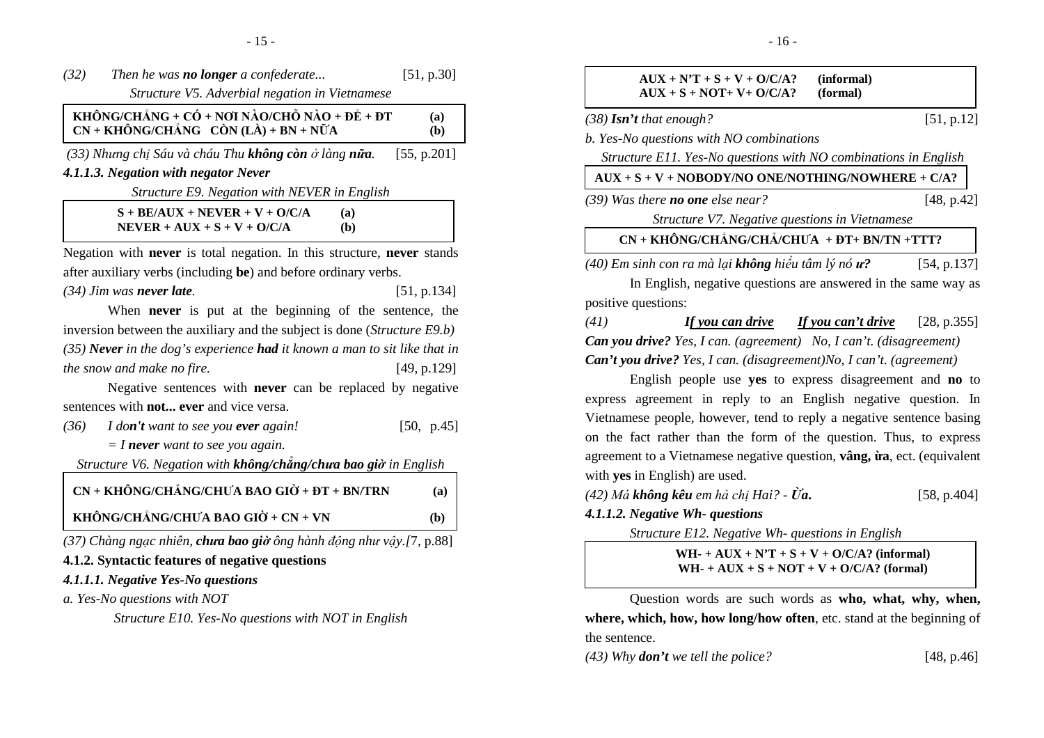*(32)* *Then he was **no longer** a confederate...* [51, p.30]

*Structure V5. Adverbial negation in Vietnamese*

| | |
|---|---|
| **KHÔNG/CHẲNG + CÓ + NƠI NÀO/CHỖ NÀO + ĐỂ + ĐT** | **(a)** |
| **CN + KHÔNG/CHẲNG CÒN (LÀ) + BN + NỮA** | **(b)** |

*(33) Nhưng chị Sáu và cháu Thu **không còn** ở làng **nữa**.* [55, p.201]

***4.1.1.3. Negation with negator Never***

*Structure E9. Negation with NEVER in English*

| | |
|---|---|
| **S + BE/AUX + NEVER + V + O/C/A** | **(a)** |
| **NEVER + AUX + S + V + O/C/A** | **(b)** |

Negation with **never** is total negation. In this structure, **never** stands after auxiliary verbs (including **be**) and before ordinary verbs.

*(34) Jim was **never late**.* [51, p.134]

When **never** is put at the beginning of the sentence, the inversion between the auxiliary and the subject is done (*Structure E9.b)*

*(35) **Never** in the dog's experience **had** it known a man to sit like that in the snow and make no fire.* [49, p.129]

Negative sentences with **never** can be replaced by negative sentences with **not... ever** and vice versa.

*(36)* *I do**n't** want to see you **ever** again!* [50, p.45]

*= I **never** want to see you again.*

*Structure V6. Negation with **không/chẳng/chưa bao giờ** in English*

| | |
|---|---|
| **CN + KHÔNG/CHẲNG/CHƯA BAO GIỜ + ĐT + BN/TRN** | **(a)** |
| **KHÔNG/CHẲNG/CHƯA BAO GIỜ + CN + VN** | **(b)** |

*(37) Chàng ngạc nhiên, **chưa bao giờ** ông hành động như vậy.*[7, p.88]

**4.1.2. Syntactic features of negative questions**

***4.1.1.1. Negative Yes-No questions***

*a. Yes-No questions with NOT*

*Structure E10. Yes-No questions with NOT in English*

| | |
|---|---|
| **AUX + N'T + S + V + O/C/A?** | **(informal)** |
| **AUX + S + NOT+ V+ O/C/A?** | **(formal)** |

*(38) **Isn't** that enough?* [51, p.12]

*b. Yes-No questions with NO combinations*

*Structure E11. Yes-No questions with NO combinations in English*

**AUX + S + V + NOBODY/NO ONE/NOTHING/NOWHERE + C/A?**

*(39) Was there **no one** else near?* [48, p.42]

*Structure V7. Negative questions in Vietnamese*

**CN + KHÔNG/CHẲNG/CHẢ/CHƯA + ĐT+ BN/TN +TTT?**

*(40) Em sinh con ra mà lại **không** hiểu tâm lý nó **ư?*** [54, p.137]

In English, negative questions are answered in the same way as positive questions:

*(41)* ***<u>If you can drive</u>*** ***<u>If you can't drive</u>*** [28, p.355]

***Can you drive?*** *Yes, I can. (agreement) No, I can't. (disagreement)*

***Can't you drive?*** *Yes, I can. (disagreement)No, I can't. (agreement)*

English people use **yes** to express disagreement and **no** to express agreement in reply to an English negative question. In Vietnamese people, however, tend to reply a negative sentence basing on the fact rather than the form of the question. Thus, to express agreement to a Vietnamese negative question, **vâng, ừa**, ect. (equivalent with **yes** in English) are used.

*(42) Má **không kêu** em hả chị Hai? - **Ừa.*** [58, p.404]

***4.1.1.2. Negative Wh- questions***

*Structure E12. Negative Wh- questions in English*

**WH- + AUX + N'T + S + V + O/C/A? (informal)**
**WH- + AUX + S + NOT + V + O/C/A? (formal)**

Question words are such words as **who, what, why, when, where, which, how, how long/how often**, etc. stand at the beginning of the sentence.

*(43) Why **don't** we tell the police?* [48, p.46]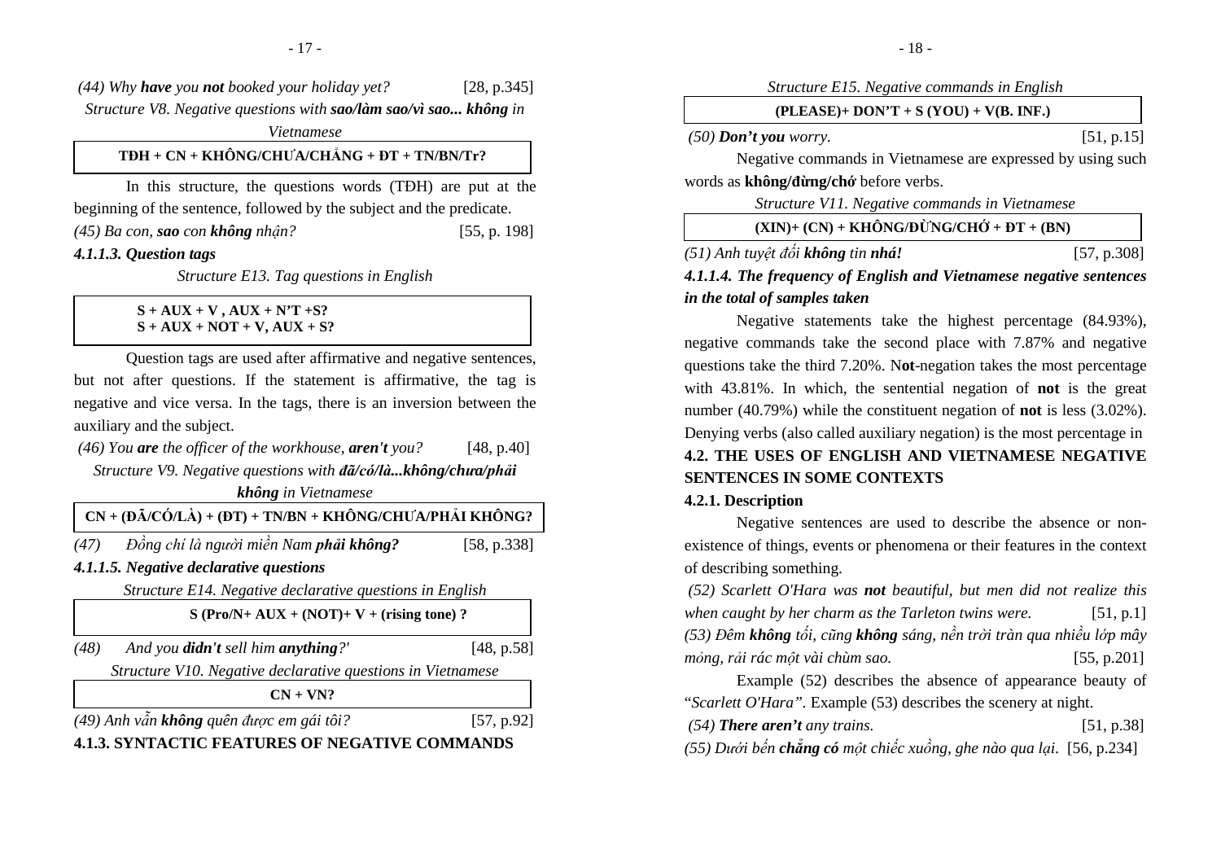*(44) Why **have** you **not** booked your holiday yet?* [28, p.345]

*Structure V8. Negative questions with **sao/làm sao/vì sao... không** in Vietnamese*

| **TĐH + CN + KHÔNG/CHƯA/CHẲNG + ĐT + TN/BN/Tr?** |
|---|

In this structure, the questions words (TĐH) are put at the beginning of the sentence, followed by the subject and the predicate.

*(45) Ba con, **sao** con **không** nhận?* [55, p. 198]

#### *4.1.1.3. Question tags*

*Structure E13. Tag questions in English*

| **S + AUX + V , AUX + N'T +S?**<br>**S + AUX + NOT + V, AUX + S?** |
|---|

Question tags are used after affirmative and negative sentences, but not after questions. If the statement is affirmative, the tag is negative and vice versa. In the tags, there is an inversion between the auxiliary and the subject.

*(46) You **are** the officer of the workhouse, **aren't** you?* [48, p.40]

*Structure V9. Negative questions with **đã/có/là...không/chưa/phải không** in Vietnamese*

| **CN + (ĐÃ/CÓ/LÀ) + (ĐT) + TN/BN + KHÔNG/CHƯA/PHẢI KHÔNG?** |
|---|

*(47) Đồng chí là người miền Nam **phải không?*** [58, p.338]

#### *4.1.1.5. Negative declarative questions*

*Structure E14. Negative declarative questions in English*

| **S (Pro/N+ AUX + (NOT)+ V + (rising tone) ?** |
|---|

*(48) And you **didn't** sell him **anything**?'* [48, p.58]

*Structure V10. Negative declarative questions in Vietnamese*

| **CN + VN?** |
|---|

*(49) Anh vẫn **không** quên được em gái tôi?* [57, p.92]

### 4.1.3. SYNTACTIC FEATURES OF NEGATIVE COMMANDS

*Structure E15. Negative commands in English*

| **(PLEASE)+ DON'T + S (YOU) + V(B. INF.)** |
|---|

*(50) **Don't you** worry.* [51, p.15]

Negative commands in Vietnamese are expressed by using such words as **không/đừng/chớ** before verbs.

*Structure V11. Negative commands in Vietnamese*

| **(XIN)+ (CN) + KHÔNG/ĐỪNG/CHỚ + ĐT + (BN)** |
|---|

*(51) Anh tuyệt đối **không** tin **nhá!*** [57, p.308]

#### *4.1.1.4. The frequency of English and Vietnamese negative sentences in the total of samples taken*

Negative statements take the highest percentage (84.93%), negative commands take the second place with 7.87% and negative questions take the third 7.20%. N**ot**-negation takes the most percentage with 43.81%. In which, the sentential negation of **not** is the great number (40.79%) while the constituent negation of **not** is less (3.02%). Denying verbs (also called auxiliary negation) is the most percentage in

## 4.2. THE USES OF ENGLISH AND VIETNAMESE NEGATIVE SENTENCES IN SOME CONTEXTS

### 4.2.1. Description

Negative sentences are used to describe the absence or non-existence of things, events or phenomena or their features in the context of describing something.

*(52) Scarlett O'Hara was **not** beautiful, but men did not realize this when caught by her charm as the Tarleton twins were.* [51, p.1]

*(53) Đêm **không** tối, cũng **không** sáng, nền trời tràn qua nhiều lớp mây mỏng, rải rác một vài chùm sao.* [55, p.201]

Example (52) describes the absence of appearance beauty of "*Scarlett O'Hara"*. Example (53) describes the scenery at night.

*(54) **There aren't** any trains.* [51, p.38]

*(55) Dưới bến **chẳng có** một chiếc xuồng, ghe nào qua lại.* [56, p.234]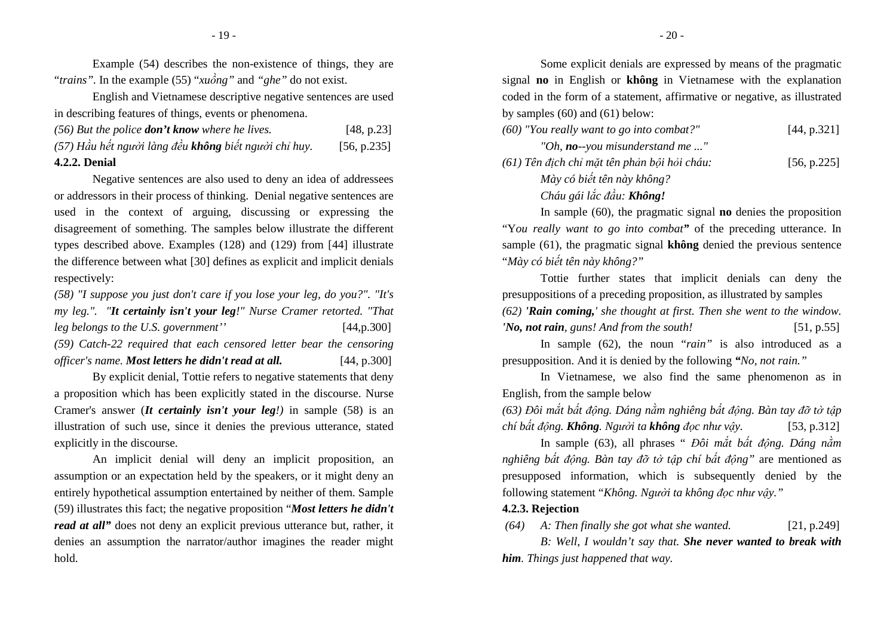Example (54) describes the non-existence of things, they are "*trains"*. In the example (55) "*xuồng"* and *"ghe"* do not exist.

English and Vietnamese descriptive negative sentences are used in describing features of things, events or phenomena.

*(56) But the police **don't know** where he lives.* [48, p.23]

*(57) Hầu hết người làng đều **không** biết người chỉ huy.* [56, p.235]

**4.2.2. Denial**

Negative sentences are also used to deny an idea of addressees or addressors in their process of thinking. Denial negative sentences are used in the context of arguing, discussing or expressing the disagreement of something. The samples below illustrate the different types described above. Examples (128) and (129) from [44] illustrate the difference between what [30] defines as explicit and implicit denials respectively:

*(58) "I suppose you just don't care if you lose your leg, do you?". "It's my leg.". "**It certainly isn't your leg**!" Nurse Cramer retorted. "That leg belongs to the U.S. government''* [44,p.300]

*(59) Catch-22 required that each censored letter bear the censoring officer's name. **Most letters he didn't read at all.*** [44, p.300]

By explicit denial, Tottie refers to negative statements that deny a proposition which has been explicitly stated in the discourse. Nurse Cramer's answer (***It certainly isn't your leg**!)* in sample (58) is an illustration of such use, since it denies the previous utterance, stated explicitly in the discourse.

An implicit denial will deny an implicit proposition, an assumption or an expectation held by the speakers, or it might deny an entirely hypothetical assumption entertained by neither of them. Sample (59) illustrates this fact; the negative proposition "***Most letters he didn't read at all"*** does not deny an explicit previous utterance but, rather, it denies an assumption the narrator/author imagines the reader might hold.

Some explicit denials are expressed by means of the pragmatic signal **no** in English or **không** in Vietnamese with the explanation coded in the form of a statement, affirmative or negative, as illustrated by samples (60) and (61) below:

*(60) "You really want to go into combat?"* [44, p.321]

*"Oh, **no**--you misunderstand me ..."*

*(61) Tên địch chỉ mặt tên phản bội hỏi cháu:* [56, p.225]

*Mày có biết tên này không?*

*Cháu gái lắc đầu: **Không!***

In sample (60), the pragmatic signal **no** denies the proposition "Y*ou really want to go into combat***"** of the preceding utterance. In sample (61), the pragmatic signal **không** denied the previous sentence "*Mày có biết tên này không?"*

Tottie further states that implicit denials can deny the presuppositions of a preceding proposition, as illustrated by samples

*(62) '**Rain coming,**' she thought at first. Then she went to the window. '**No, not rain**, guns! And from the south!* [51, p.55]

In sample (62), the noun *"rain"* is also introduced as a presupposition. And it is denied by the following ***"****No, not rain."*

In Vietnamese, we also find the same phenomenon as in English, from the sample below

*(63) Đôi mắt bất động. Dáng nằm nghiêng bất động. Bàn tay đỡ tờ tập chí bất động. **Không**. Người ta **không** đọc như vậy.* [53, p.312]

In sample (63), all phrases *" Đôi mắt bất động. Dáng nằm nghiêng bất động. Bàn tay đỡ tờ tập chí bất động"* are mentioned as presupposed information, which is subsequently denied by the following statement "*Không. Người ta không đọc như vậy."*

**4.2.3. Rejection**

*(64) A: Then finally she got what she wanted.* [21, p.249]

*B: Well, I wouldn't say that. **She never wanted to break with him**. Things just happened that way.*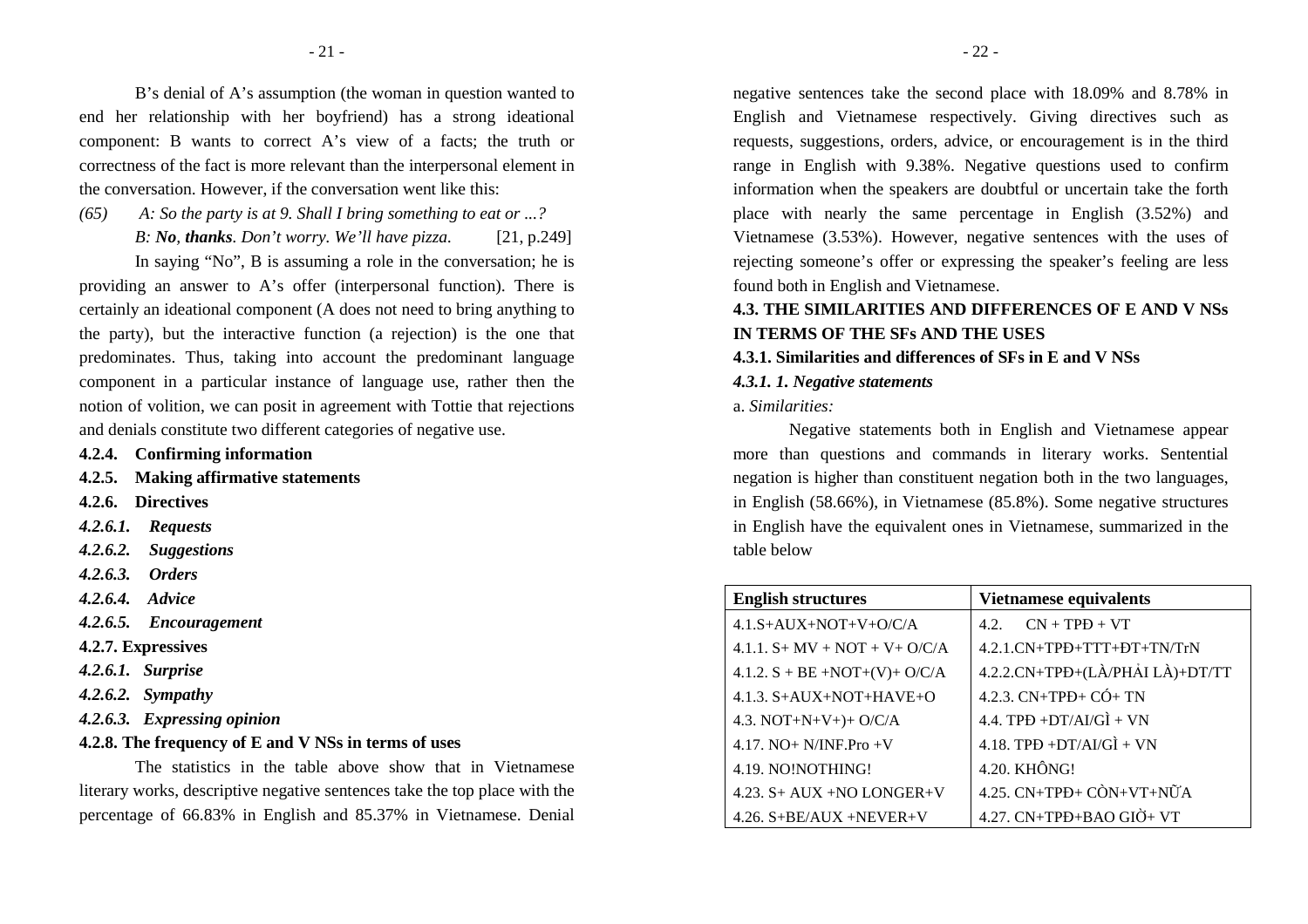B's denial of A's assumption (the woman in question wanted to end her relationship with her boyfriend) has a strong ideational component: B wants to correct A's view of a facts; the truth or correctness of the fact is more relevant than the interpersonal element in the conversation. However, if the conversation went like this:

*(65) A: So the party is at 9. Shall I bring something to eat or ...?*

*B: **No**, **thanks**. Don't worry. We'll have pizza.* [21, p.249]

In saying "No", B is assuming a role in the conversation; he is providing an answer to A's offer (interpersonal function). There is certainly an ideational component (A does not need to bring anything to the party), but the interactive function (a rejection) is the one that predominates. Thus, taking into account the predominant language component in a particular instance of language use, rather then the notion of volition, we can posit in agreement with Tottie that rejections and denials constitute two different categories of negative use.

**4.2.4. Confirming information**

**4.2.5. Making affirmative statements**

**4.2.6. Directives**

***4.2.6.1. Requests***

***4.2.6.2. Suggestions***

***4.2.6.3. Orders***

***4.2.6.4. Advice***

***4.2.6.5. Encouragement***

**4.2.7. Expressives**

***4.2.6.1. Surprise***

***4.2.6.2. Sympathy***

***4.2.6.3. Expressing opinion***

**4.2.8. The frequency of E and V NSs in terms of uses**

The statistics in the table above show that in Vietnamese literary works, descriptive negative sentences take the top place with the percentage of 66.83% in English and 85.37% in Vietnamese. Denial negative sentences take the second place with 18.09% and 8.78% in English and Vietnamese respectively. Giving directives such as requests, suggestions, orders, advice, or encouragement is in the third range in English with 9.38%. Negative questions used to confirm information when the speakers are doubtful or uncertain take the forth place with nearly the same percentage in English (3.52%) and Vietnamese (3.53%). However, negative sentences with the uses of rejecting someone's offer or expressing the speaker's feeling are less found both in English and Vietnamese.

**4.3. THE SIMILARITIES AND DIFFERENCES OF E AND V NSs IN TERMS OF THE SFs AND THE USES**

**4.3.1. Similarities and differences of SFs in E and V NSs**

***4.3.1. 1. Negative statements***

a. *Similarities:*

Negative statements both in English and Vietnamese appear more than questions and commands in literary works. Sentential negation is higher than constituent negation both in the two languages, in English (58.66%), in Vietnamese (85.8%). Some negative structures in English have the equivalent ones in Vietnamese, summarized in the table below

| English structures | Vietnamese equivalents |
|---|---|
| 4.1.S+AUX+NOT+V+O/C/A | 4.2. CN + TPĐ + VT |
| 4.1.1. S+ MV + NOT + V+ O/C/A | 4.2.1.CN+TPĐ+TTT+ĐT+TN/TrN |
| 4.1.2. S + BE +NOT+(V)+ O/C/A | 4.2.2.CN+TPĐ+(LÀ/PHẢI LÀ)+DT/TT |
| 4.1.3. S+AUX+NOT+HAVE+O | 4.2.3. CN+TPĐ+ CÓ+ TN |
| 4.3. NOT+N+V+)+ O/C/A | 4.4. TPĐ +DT/AI/GÌ + VN |
| 4.17. NO+ N/INF.Pro +V | 4.18. TPĐ +DT/AI/GÌ + VN |
| 4.19. NO!NOTHING! | 4.20. KHÔNG! |
| 4.23. S+ AUX +NO LONGER+V | 4.25. CN+TPĐ+ CÒN+VT+NỮA |
| 4.26. S+BE/AUX +NEVER+V | 4.27. CN+TPĐ+BAO GIỜ+ VT |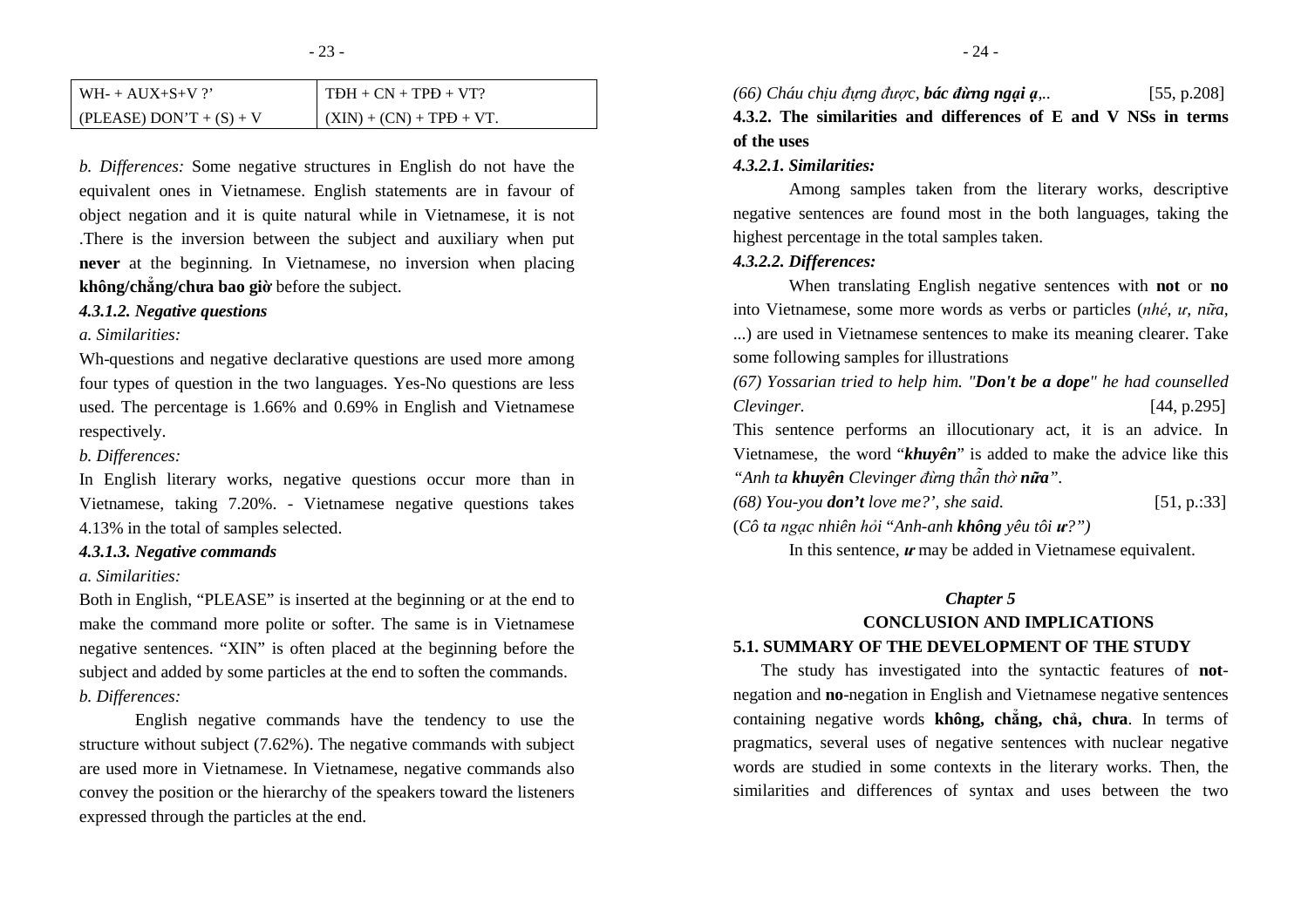| WH- + AUX+S+V ?' | TĐH + CN + TPĐ + VT? |
| --- | --- |
| (PLEASE) DON'T + (S) + V | (XIN) + (CN) + TPĐ + VT. |

*b. Differences:* Some negative structures in English do not have the equivalent ones in Vietnamese. English statements are in favour of object negation and it is quite natural while in Vietnamese, it is not .There is the inversion between the subject and auxiliary when put **never** at the beginning. In Vietnamese, no inversion when placing **không/chẳng/chưa bao giờ** before the subject.

#### *4.3.1.2. Negative questions*

*a. Similarities:*

Wh-questions and negative declarative questions are used more among four types of question in the two languages. Yes-No questions are less used. The percentage is 1.66% and 0.69% in English and Vietnamese respectively.

*b. Differences:*

In English literary works, negative questions occur more than in Vietnamese, taking 7.20%. - Vietnamese negative questions takes 4.13% in the total of samples selected.

#### *4.3.1.3. Negative commands*

*a. Similarities:*

Both in English, "PLEASE" is inserted at the beginning or at the end to make the command more polite or softer. The same is in Vietnamese negative sentences. "XIN" is often placed at the beginning before the subject and added by some particles at the end to soften the commands.

*b. Differences:*

English negative commands have the tendency to use the structure without subject (7.62%). The negative commands with subject are used more in Vietnamese. In Vietnamese, negative commands also convey the position or the hierarchy of the speakers toward the listeners expressed through the particles at the end.

*(66) Cháu chịu đựng được, **bác đừng ngại ạ**,..* [55, p.208]

### 4.3.2. The similarities and differences of E and V NSs in terms of the uses

#### *4.3.2.1. Similarities:*

Among samples taken from the literary works, descriptive negative sentences are found most in the both languages, taking the highest percentage in the total samples taken.

#### *4.3.2.2. Differences:*

When translating English negative sentences with **not** or **no** into Vietnamese, some more words as verbs or particles (*nhé, ư, nữa,* ...) are used in Vietnamese sentences to make its meaning clearer. Take some following samples for illustrations

*(67) Yossarian tried to help him. "**Don't be a dope**" he had counselled Clevinger.* [44, p.295]

This sentence performs an illocutionary act, it is an advice. In Vietnamese, the word "***khuyên***" is added to make the advice like this *"Anh ta **khuyên** Clevinger đừng thẫn thờ **nữa**".*

*(68) You-you **don't** love me?', she said.* [51, p.:33]

(*Cô ta ngạc nhiên hỏi "Anh-anh **không** yêu tôi **ư**?")*

In this sentence, ***ư*** may be added in Vietnamese equivalent.

## *Chapter 5*

## CONCLUSION AND IMPLICATIONS

### 5.1. SUMMARY OF THE DEVELOPMENT OF THE STUDY

The study has investigated into the syntactic features of **not**-negation and **no**-negation in English and Vietnamese negative sentences containing negative words **không, chẳng, chả, chưa**. In terms of pragmatics, several uses of negative sentences with nuclear negative words are studied in some contexts in the literary works. Then, the similarities and differences of syntax and uses between the two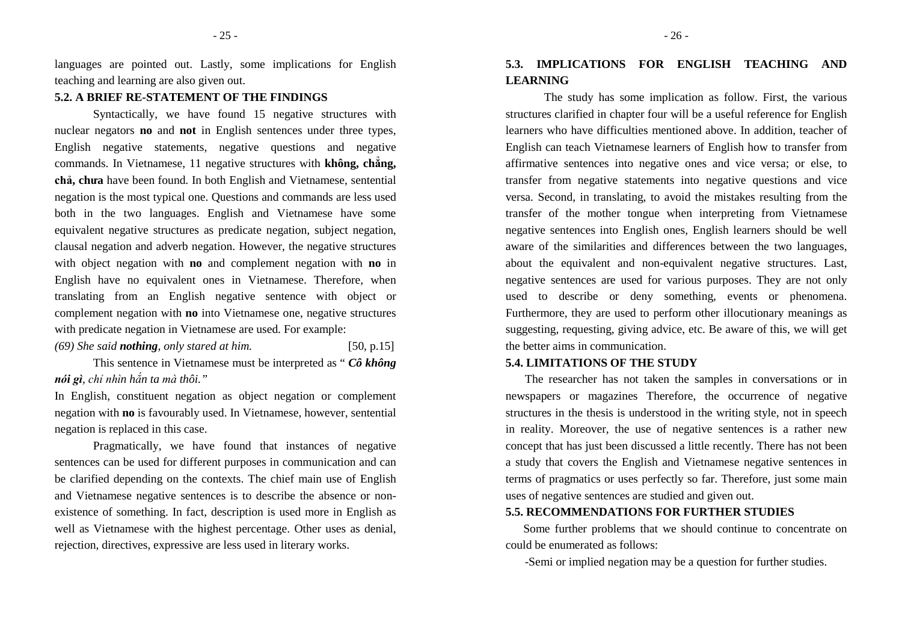languages are pointed out. Lastly, some implications for English teaching and learning are also given out.

### 5.2. A BRIEF RE-STATEMENT OF THE FINDINGS

Syntactically, we have found 15 negative structures with nuclear negators **no** and **not** in English sentences under three types, English negative statements, negative questions and negative commands. In Vietnamese, 11 negative structures with **không, chẳng, chả, chưa** have been found. In both English and Vietnamese, sentential negation is the most typical one. Questions and commands are less used both in the two languages. English and Vietnamese have some equivalent negative structures as predicate negation, subject negation, clausal negation and adverb negation. However, the negative structures with object negation with **no** and complement negation with **no** in English have no equivalent ones in Vietnamese. Therefore, when translating from an English negative sentence with object or complement negation with **no** into Vietnamese one, negative structures with predicate negation in Vietnamese are used. For example:

*(69) She said **nothing**, only stared at him.* [50, p.15]

This sentence in Vietnamese must be interpreted as " ***Cô không nói gì***, *chỉ nhìn hắn ta mà thôi."*

In English, constituent negation as object negation or complement negation with **no** is favourably used. In Vietnamese, however, sentential negation is replaced in this case.

Pragmatically, we have found that instances of negative sentences can be used for different purposes in communication and can be clarified depending on the contexts. The chief main use of English and Vietnamese negative sentences is to describe the absence or non-existence of something. In fact, description is used more in English as well as Vietnamese with the highest percentage. Other uses as denial, rejection, directives, expressive are less used in literary works.

### 5.3. IMPLICATIONS FOR ENGLISH TEACHING AND LEARNING

The study has some implication as follow. First, the various structures clarified in chapter four will be a useful reference for English learners who have difficulties mentioned above. In addition, teacher of English can teach Vietnamese learners of English how to transfer from affirmative sentences into negative ones and vice versa; or else, to transfer from negative statements into negative questions and vice versa. Second, in translating, to avoid the mistakes resulting from the transfer of the mother tongue when interpreting from Vietnamese negative sentences into English ones, English learners should be well aware of the similarities and differences between the two languages, about the equivalent and non-equivalent negative structures. Last, negative sentences are used for various purposes. They are not only used to describe or deny something, events or phenomena. Furthermore, they are used to perform other illocutionary meanings as suggesting, requesting, giving advice, etc. Be aware of this, we will get the better aims in communication.

### 5.4. LIMITATIONS OF THE STUDY

The researcher has not taken the samples in conversations or in newspapers or magazines Therefore, the occurrence of negative structures in the thesis is understood in the writing style, not in speech in reality. Moreover, the use of negative sentences is a rather new concept that has just been discussed a little recently. There has not been a study that covers the English and Vietnamese negative sentences in terms of pragmatics or uses perfectly so far. Therefore, just some main uses of negative sentences are studied and given out.

### 5.5. RECOMMENDATIONS FOR FURTHER STUDIES

Some further problems that we should continue to concentrate on could be enumerated as follows:

-Semi or implied negation may be a question for further studies.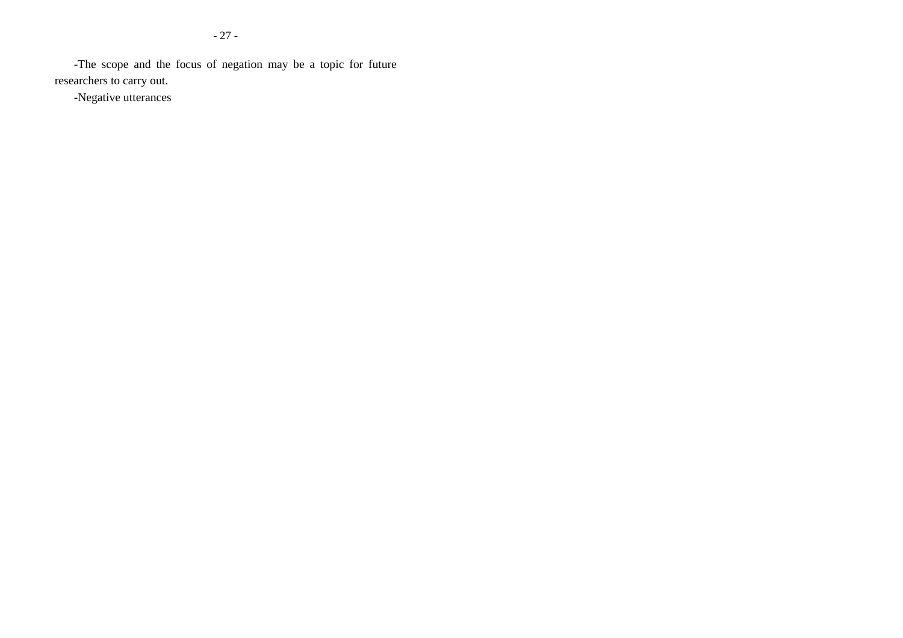-The scope and the focus of negation may be a topic for future researchers to carry out.

-Negative utterances